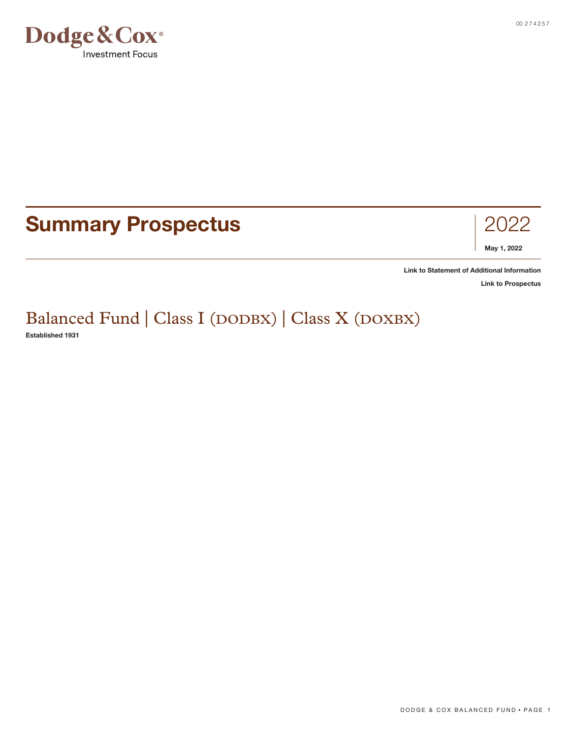Dodge & Cox®
Investment Focus

# Summary Prospectus

2022

**May 1, 2022**

**Link to Statement of Additional Information**

**Link to Prospectus**

## Balanced Fund | Class I (DODBX) | Class X (DOXBX)

**Established 1931**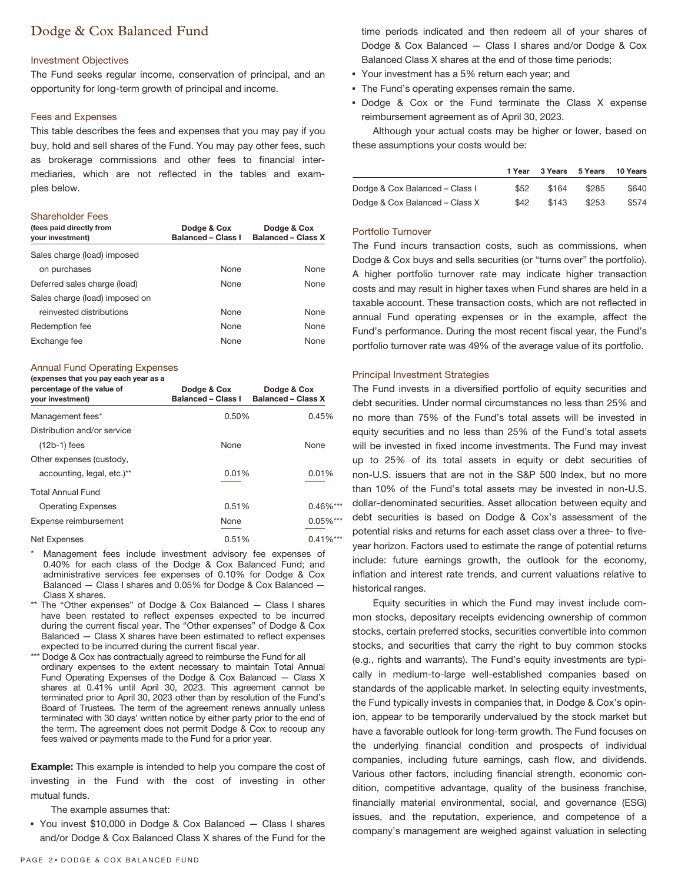# Dodge & Cox Balanced Fund

## Investment Objectives

The Fund seeks regular income, conservation of principal, and an opportunity for long-term growth of principal and income.

## Fees and Expenses

This table describes the fees and expenses that you may pay if you buy, hold and sell shares of the Fund. You may pay other fees, such as brokerage commissions and other fees to financial intermediaries, which are not reflected in the tables and examples below.

### Shareholder Fees

| (fees paid directly from your investment) | Dodge & Cox Balanced – Class I | Dodge & Cox Balanced – Class X |
|---|---|---|
| Sales charge (load) imposed on purchases | None | None |
| Deferred sales charge (load) | None | None |
| Sales charge (load) imposed on reinvested distributions | None | None |
| Redemption fee | None | None |
| Exchange fee | None | None |

### Annual Fund Operating Expenses

| (expenses that you pay each year as a percentage of the value of your investment) | Dodge & Cox Balanced – Class I | Dodge & Cox Balanced – Class X |
|---|---|---|
| Management fees* | 0.50% | 0.45% |
| Distribution and/or service (12b-1) fees | None | None |
| Other expenses (custody, accounting, legal, etc.)** | 0.01% | 0.01% |
| Total Annual Fund Operating Expenses | 0.51% | 0.46%*** |
| Expense reimbursement | None | 0.05%*** |
| Net Expenses | 0.51% | 0.41%*** |

\* Management fees include investment advisory fee expenses of 0.40% for each class of the Dodge & Cox Balanced Fund; and administrative services fee expenses of 0.10% for Dodge & Cox Balanced — Class I shares and 0.05% for Dodge & Cox Balanced — Class X shares.

** The "Other expenses" of Dodge & Cox Balanced — Class I shares have been restated to reflect expenses expected to be incurred during the current fiscal year. The "Other expenses" of Dodge & Cox Balanced — Class X shares have been estimated to reflect expenses expected to be incurred during the current fiscal year.

*** Dodge & Cox has contractually agreed to reimburse the Fund for all ordinary expenses to the extent necessary to maintain Total Annual Fund Operating Expenses of the Dodge & Cox Balanced — Class X shares at 0.41% until April 30, 2023. This agreement cannot be terminated prior to April 30, 2023 other than by resolution of the Fund's Board of Trustees. The term of the agreement renews annually unless terminated with 30 days' written notice by either party prior to the end of the term. The agreement does not permit Dodge & Cox to recoup any fees waived or payments made to the Fund for a prior year.

**Example:** This example is intended to help you compare the cost of investing in the Fund with the cost of investing in other mutual funds.

The example assumes that:

- You invest $10,000 in Dodge & Cox Balanced — Class I shares and/or Dodge & Cox Balanced Class X shares of the Fund for the time periods indicated and then redeem all of your shares of Dodge & Cox Balanced — Class I shares and/or Dodge & Cox Balanced Class X shares at the end of those time periods;
- Your investment has a 5% return each year; and
- The Fund's operating expenses remain the same.
- Dodge & Cox or the Fund terminate the Class X expense reimbursement agreement as of April 30, 2023.

Although your actual costs may be higher or lower, based on these assumptions your costs would be:

| | 1 Year | 3 Years | 5 Years | 10 Years |
|---|---|---|---|---|
| Dodge & Cox Balanced – Class I | $52 | $164 | $285 | $640 |
| Dodge & Cox Balanced – Class X | $42 | $143 | $253 | $574 |

## Portfolio Turnover

The Fund incurs transaction costs, such as commissions, when Dodge & Cox buys and sells securities (or "turns over" the portfolio). A higher portfolio turnover rate may indicate higher transaction costs and may result in higher taxes when Fund shares are held in a taxable account. These transaction costs, which are not reflected in annual Fund operating expenses or in the example, affect the Fund's performance. During the most recent fiscal year, the Fund's portfolio turnover rate was 49% of the average value of its portfolio.

## Principal Investment Strategies

The Fund invests in a diversified portfolio of equity securities and debt securities. Under normal circumstances no less than 25% and no more than 75% of the Fund's total assets will be invested in equity securities and no less than 25% of the Fund's total assets will be invested in fixed income investments. The Fund may invest up to 25% of its total assets in equity or debt securities of non-U.S. issuers that are not in the S&P 500 Index, but no more than 10% of the Fund's total assets may be invested in non-U.S. dollar-denominated securities. Asset allocation between equity and debt securities is based on Dodge & Cox's assessment of the potential risks and returns for each asset class over a three- to five-year horizon. Factors used to estimate the range of potential returns include: future earnings growth, the outlook for the economy, inflation and interest rate trends, and current valuations relative to historical ranges.

Equity securities in which the Fund may invest include common stocks, depositary receipts evidencing ownership of common stocks, certain preferred stocks, securities convertible into common stocks, and securities that carry the right to buy common stocks (e.g., rights and warrants). The Fund's equity investments are typically in medium-to-large well-established companies based on standards of the applicable market. In selecting equity investments, the Fund typically invests in companies that, in Dodge & Cox's opinion, appear to be temporarily undervalued by the stock market but have a favorable outlook for long-term growth. The Fund focuses on the underlying financial condition and prospects of individual companies, including future earnings, cash flow, and dividends. Various other factors, including financial strength, economic condition, competitive advantage, quality of the business franchise, financially material environmental, social, and governance (ESG) issues, and the reputation, experience, and competence of a company's management are weighed against valuation in selecting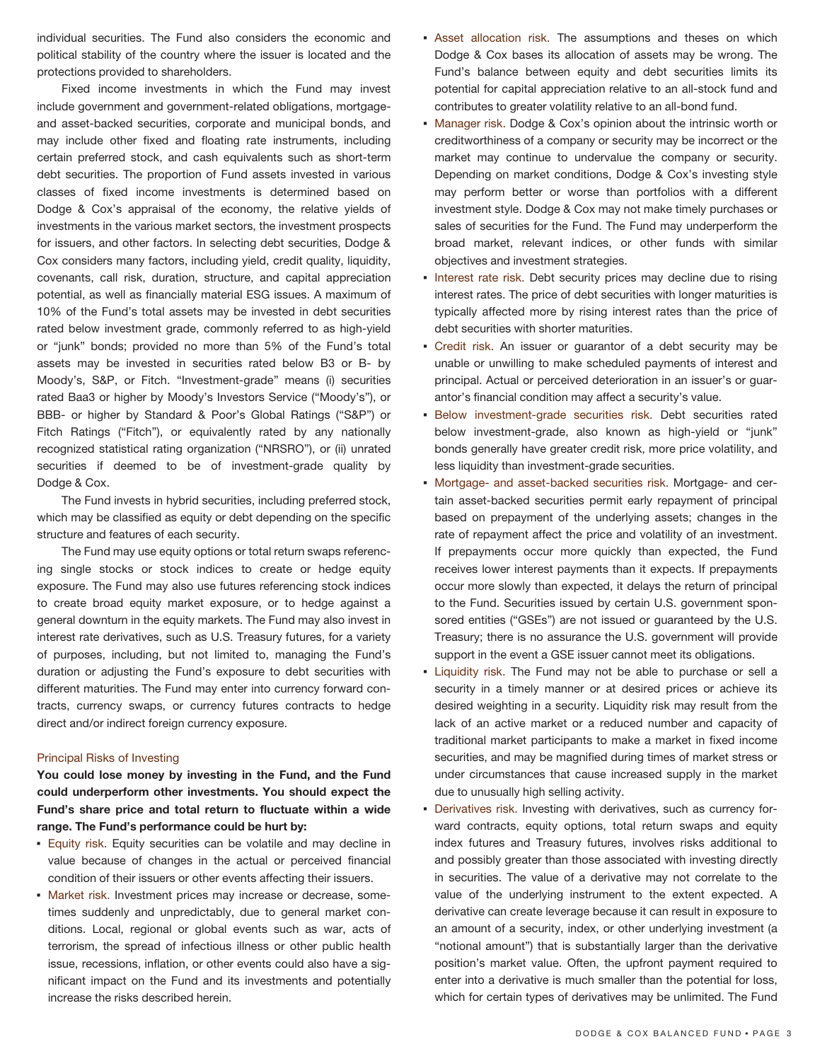individual securities. The Fund also considers the economic and political stability of the country where the issuer is located and the protections provided to shareholders.

Fixed income investments in which the Fund may invest include government and government-related obligations, mortgage- and asset-backed securities, corporate and municipal bonds, and may include other fixed and floating rate instruments, including certain preferred stock, and cash equivalents such as short-term debt securities. The proportion of Fund assets invested in various classes of fixed income investments is determined based on Dodge & Cox's appraisal of the economy, the relative yields of investments in the various market sectors, the investment prospects for issuers, and other factors. In selecting debt securities, Dodge & Cox considers many factors, including yield, credit quality, liquidity, covenants, call risk, duration, structure, and capital appreciation potential, as well as financially material ESG issues. A maximum of 10% of the Fund's total assets may be invested in debt securities rated below investment grade, commonly referred to as high-yield or "junk" bonds; provided no more than 5% of the Fund's total assets may be invested in securities rated below B3 or B- by Moody's, S&P, or Fitch. "Investment-grade" means (i) securities rated Baa3 or higher by Moody's Investors Service ("Moody's"), or BBB- or higher by Standard & Poor's Global Ratings ("S&P") or Fitch Ratings ("Fitch"), or equivalently rated by any nationally recognized statistical rating organization ("NRSRO"), or (ii) unrated securities if deemed to be of investment-grade quality by Dodge & Cox.

The Fund invests in hybrid securities, including preferred stock, which may be classified as equity or debt depending on the specific structure and features of each security.

The Fund may use equity options or total return swaps referencing single stocks or stock indices to create or hedge equity exposure. The Fund may also use futures referencing stock indices to create broad equity market exposure, or to hedge against a general downturn in the equity markets. The Fund may also invest in interest rate derivatives, such as U.S. Treasury futures, for a variety of purposes, including, but not limited to, managing the Fund's duration or adjusting the Fund's exposure to debt securities with different maturities. The Fund may enter into currency forward contracts, currency swaps, or currency futures contracts to hedge direct and/or indirect foreign currency exposure.

## Principal Risks of Investing

**You could lose money by investing in the Fund, and the Fund could underperform other investments. You should expect the Fund's share price and total return to fluctuate within a wide range. The Fund's performance could be hurt by:**

- Equity risk. Equity securities can be volatile and may decline in value because of changes in the actual or perceived financial condition of their issuers or other events affecting their issuers.
- Market risk. Investment prices may increase or decrease, sometimes suddenly and unpredictably, due to general market conditions. Local, regional or global events such as war, acts of terrorism, the spread of infectious illness or other public health issue, recessions, inflation, or other events could also have a significant impact on the Fund and its investments and potentially increase the risks described herein.
- Asset allocation risk. The assumptions and theses on which Dodge & Cox bases its allocation of assets may be wrong. The Fund's balance between equity and debt securities limits its potential for capital appreciation relative to an all-stock fund and contributes to greater volatility relative to an all-bond fund.
- Manager risk. Dodge & Cox's opinion about the intrinsic worth or creditworthiness of a company or security may be incorrect or the market may continue to undervalue the company or security. Depending on market conditions, Dodge & Cox's investing style may perform better or worse than portfolios with a different investment style. Dodge & Cox may not make timely purchases or sales of securities for the Fund. The Fund may underperform the broad market, relevant indices, or other funds with similar objectives and investment strategies.
- Interest rate risk. Debt security prices may decline due to rising interest rates. The price of debt securities with longer maturities is typically affected more by rising interest rates than the price of debt securities with shorter maturities.
- Credit risk. An issuer or guarantor of a debt security may be unable or unwilling to make scheduled payments of interest and principal. Actual or perceived deterioration in an issuer's or guarantor's financial condition may affect a security's value.
- Below investment-grade securities risk. Debt securities rated below investment-grade, also known as high-yield or "junk" bonds generally have greater credit risk, more price volatility, and less liquidity than investment-grade securities.
- Mortgage- and asset-backed securities risk. Mortgage- and certain asset-backed securities permit early repayment of principal based on prepayment of the underlying assets; changes in the rate of repayment affect the price and volatility of an investment. If prepayments occur more quickly than expected, the Fund receives lower interest payments than it expects. If prepayments occur more slowly than expected, it delays the return of principal to the Fund. Securities issued by certain U.S. government sponsored entities ("GSEs") are not issued or guaranteed by the U.S. Treasury; there is no assurance the U.S. government will provide support in the event a GSE issuer cannot meet its obligations.
- Liquidity risk. The Fund may not be able to purchase or sell a security in a timely manner or at desired prices or achieve its desired weighting in a security. Liquidity risk may result from the lack of an active market or a reduced number and capacity of traditional market participants to make a market in fixed income securities, and may be magnified during times of market stress or under circumstances that cause increased supply in the market due to unusually high selling activity.
- Derivatives risk. Investing with derivatives, such as currency forward contracts, equity options, total return swaps and equity index futures and Treasury futures, involves risks additional to and possibly greater than those associated with investing directly in securities. The value of a derivative may not correlate to the value of the underlying instrument to the extent expected. A derivative can create leverage because it can result in exposure to an amount of a security, index, or other underlying investment (a "notional amount") that is substantially larger than the derivative position's market value. Often, the upfront payment required to enter into a derivative is much smaller than the potential for loss, which for certain types of derivatives may be unlimited. The Fund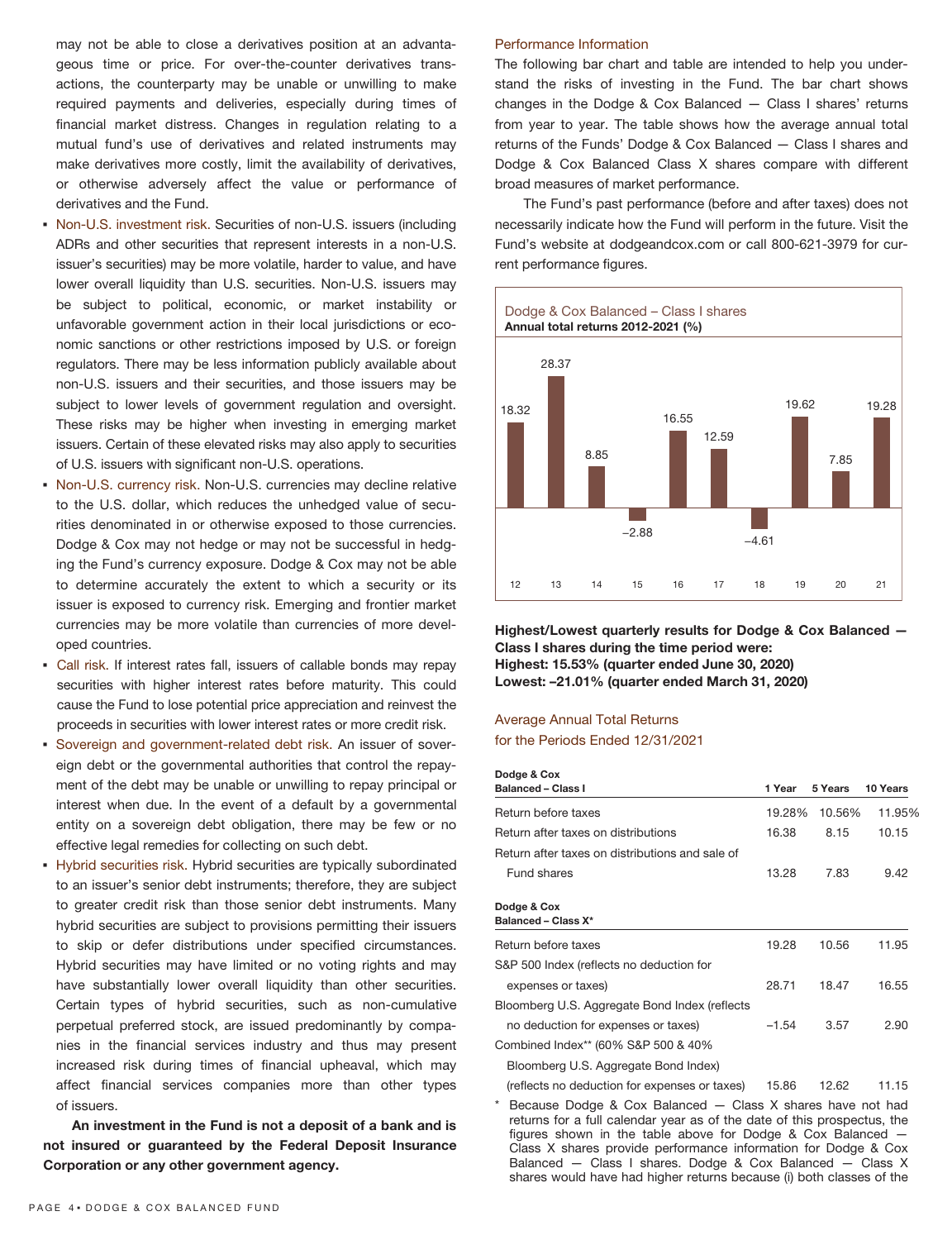may not be able to close a derivatives position at an advantageous time or price. For over-the-counter derivatives transactions, the counterparty may be unable or unwilling to make required payments and deliveries, especially during times of financial market distress. Changes in regulation relating to a mutual fund's use of derivatives and related instruments may make derivatives more costly, limit the availability of derivatives, or otherwise adversely affect the value or performance of derivatives and the Fund.

- Non-U.S. investment risk. Securities of non-U.S. issuers (including ADRs and other securities that represent interests in a non-U.S. issuer's securities) may be more volatile, harder to value, and have lower overall liquidity than U.S. securities. Non-U.S. issuers may be subject to political, economic, or market instability or unfavorable government action in their local jurisdictions or economic sanctions or other restrictions imposed by U.S. or foreign regulators. There may be less information publicly available about non-U.S. issuers and their securities, and those issuers may be subject to lower levels of government regulation and oversight. These risks may be higher when investing in emerging market issuers. Certain of these elevated risks may also apply to securities of U.S. issuers with significant non-U.S. operations.
- Non-U.S. currency risk. Non-U.S. currencies may decline relative to the U.S. dollar, which reduces the unhedged value of securities denominated in or otherwise exposed to those currencies. Dodge & Cox may not hedge or may not be successful in hedging the Fund's currency exposure. Dodge & Cox may not be able to determine accurately the extent to which a security or its issuer is exposed to currency risk. Emerging and frontier market currencies may be more volatile than currencies of more developed countries.
- Call risk. If interest rates fall, issuers of callable bonds may repay securities with higher interest rates before maturity. This could cause the Fund to lose potential price appreciation and reinvest the proceeds in securities with lower interest rates or more credit risk.
- Sovereign and government-related debt risk. An issuer of sovereign debt or the governmental authorities that control the repayment of the debt may be unable or unwilling to repay principal or interest when due. In the event of a default by a governmental entity on a sovereign debt obligation, there may be few or no effective legal remedies for collecting on such debt.
- Hybrid securities risk. Hybrid securities are typically subordinated to an issuer's senior debt instruments; therefore, they are subject to greater credit risk than those senior debt instruments. Many hybrid securities are subject to provisions permitting their issuers to skip or defer distributions under specified circumstances. Hybrid securities may have limited or no voting rights and may have substantially lower overall liquidity than other securities. Certain types of hybrid securities, such as non-cumulative perpetual preferred stock, are issued predominantly by companies in the financial services industry and thus may present increased risk during times of financial upheaval, which may affect financial services companies more than other types of issuers.

**An investment in the Fund is not a deposit of a bank and is not insured or guaranteed by the Federal Deposit Insurance Corporation or any other government agency.**

## Performance Information

The following bar chart and table are intended to help you understand the risks of investing in the Fund. The bar chart shows changes in the Dodge & Cox Balanced — Class I shares' returns from year to year. The table shows how the average annual total returns of the Funds' Dodge & Cox Balanced — Class I shares and Dodge & Cox Balanced Class X shares compare with different broad measures of market performance.

The Fund's past performance (before and after taxes) does not necessarily indicate how the Fund will perform in the future. Visit the Fund's website at dodgeandcox.com or call 800-621-3979 for current performance figures.

Dodge & Cox Balanced – Class I shares
**Annual total returns 2012-2021 (%)**

| 12 | 13 | 14 | 15 | 16 | 17 | 18 | 19 | 20 | 21 |
|---|---|---|---|---|---|---|---|---|---|
| 18.32 | 28.37 | 8.85 | –2.88 | 16.55 | 12.59 | –4.61 | 19.62 | 7.85 | 19.28 |

**Highest/Lowest quarterly results for Dodge & Cox Balanced — Class I shares during the time period were:**
**Highest: 15.53% (quarter ended June 30, 2020)**
**Lowest: –21.01% (quarter ended March 31, 2020)**

## Average Annual Total Returns for the Periods Ended 12/31/2021

| Dodge & Cox Balanced – Class I | 1 Year | 5 Years | 10 Years |
|---|---|---|---|
| Return before taxes | 19.28% | 10.56% | 11.95% |
| Return after taxes on distributions | 16.38 | 8.15 | 10.15 |
| Return after taxes on distributions and sale of Fund shares | 13.28 | 7.83 | 9.42 |
| **Dodge & Cox Balanced – Class X*** | | | |
| Return before taxes | 19.28 | 10.56 | 11.95 |
| S&P 500 Index (reflects no deduction for expenses or taxes) | 28.71 | 18.47 | 16.55 |
| Bloomberg U.S. Aggregate Bond Index (reflects no deduction for expenses or taxes) | –1.54 | 3.57 | 2.90 |
| Combined Index** (60% S&P 500 & 40% Bloomberg U.S. Aggregate Bond Index) (reflects no deduction for expenses or taxes) | 15.86 | 12.62 | 11.15 |

\* Because Dodge & Cox Balanced — Class X shares have not had returns for a full calendar year as of the date of this prospectus, the figures shown in the table above for Dodge & Cox Balanced — Class X shares provide performance information for Dodge & Cox Balanced — Class I shares. Dodge & Cox Balanced — Class X shares would have had higher returns because (i) both classes of the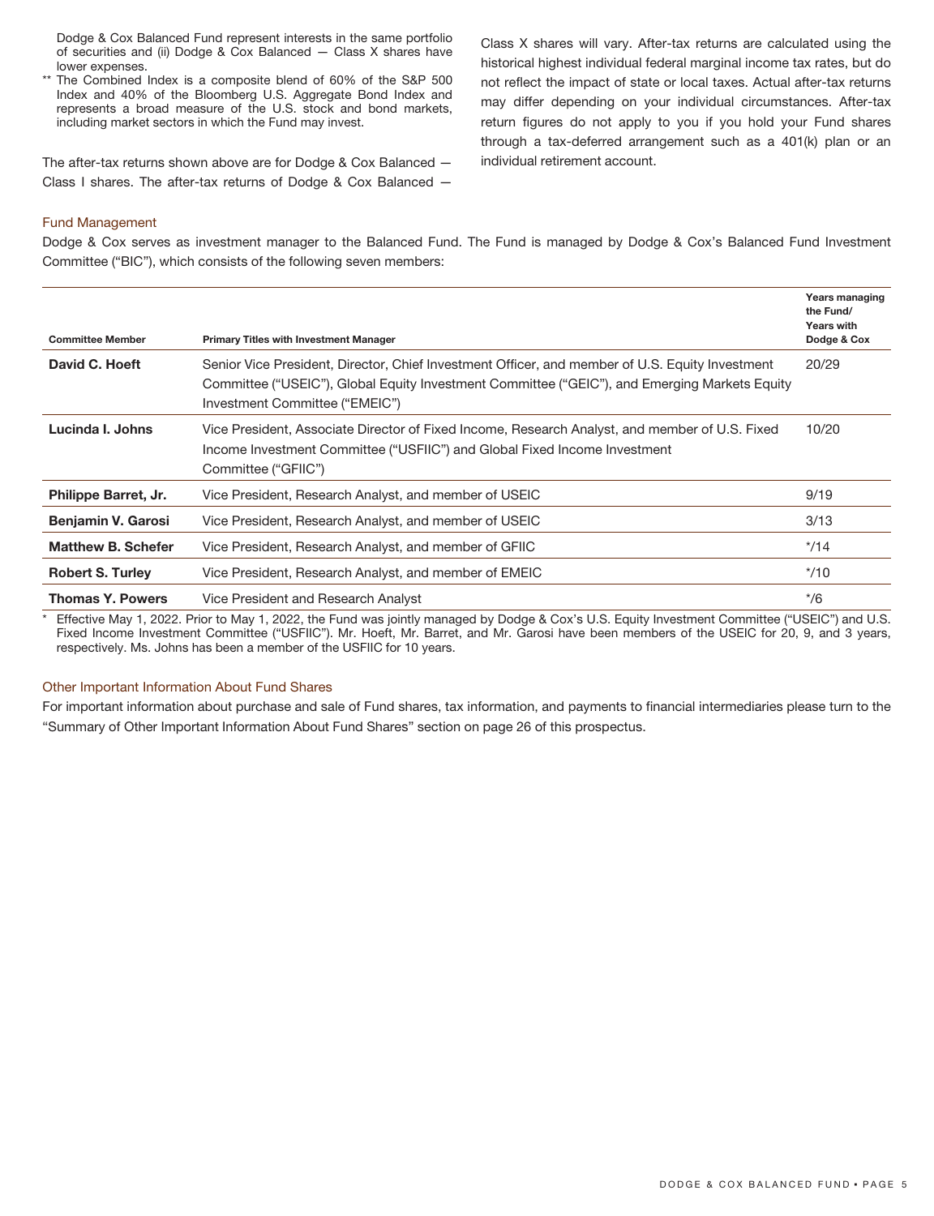Dodge & Cox Balanced Fund represent interests in the same portfolio of securities and (ii) Dodge & Cox Balanced — Class X shares have lower expenses.

** The Combined Index is a composite blend of 60% of the S&P 500 Index and 40% of the Bloomberg U.S. Aggregate Bond Index and represents a broad measure of the U.S. stock and bond markets, including market sectors in which the Fund may invest.

The after-tax returns shown above are for Dodge & Cox Balanced — Class I shares. The after-tax returns of Dodge & Cox Balanced — Class X shares will vary. After-tax returns are calculated using the historical highest individual federal marginal income tax rates, but do not reflect the impact of state or local taxes. Actual after-tax returns may differ depending on your individual circumstances. After-tax return figures do not apply to you if you hold your Fund shares through a tax-deferred arrangement such as a 401(k) plan or an individual retirement account.

## Fund Management

Dodge & Cox serves as investment manager to the Balanced Fund. The Fund is managed by Dodge & Cox's Balanced Fund Investment Committee ("BIC"), which consists of the following seven members:

| Committee Member | Primary Titles with Investment Manager | Years managing the Fund/ Years with Dodge & Cox |
|---|---|---|
| **David C. Hoeft** | Senior Vice President, Director, Chief Investment Officer, and member of U.S. Equity Investment Committee ("USEIC"), Global Equity Investment Committee ("GEIC"), and Emerging Markets Equity Investment Committee ("EMEIC") | 20/29 |
| **Lucinda I. Johns** | Vice President, Associate Director of Fixed Income, Research Analyst, and member of U.S. Fixed Income Investment Committee ("USFIIC") and Global Fixed Income Investment Committee ("GFIIC") | 10/20 |
| **Philippe Barret, Jr.** | Vice President, Research Analyst, and member of USEIC | 9/19 |
| **Benjamin V. Garosi** | Vice President, Research Analyst, and member of USEIC | 3/13 |
| **Matthew B. Schefer** | Vice President, Research Analyst, and member of GFIIC | */14 |
| **Robert S. Turley** | Vice President, Research Analyst, and member of EMEIC | */10 |
| **Thomas Y. Powers** | Vice President and Research Analyst | */6 |

* Effective May 1, 2022. Prior to May 1, 2022, the Fund was jointly managed by Dodge & Cox's U.S. Equity Investment Committee ("USEIC") and U.S. Fixed Income Investment Committee ("USFIIC"). Mr. Hoeft, Mr. Barret, and Mr. Garosi have been members of the USEIC for 20, 9, and 3 years, respectively. Ms. Johns has been a member of the USFIIC for 10 years.

## Other Important Information About Fund Shares

For important information about purchase and sale of Fund shares, tax information, and payments to financial intermediaries please turn to the "Summary of Other Important Information About Fund Shares" section on page 26 of this prospectus.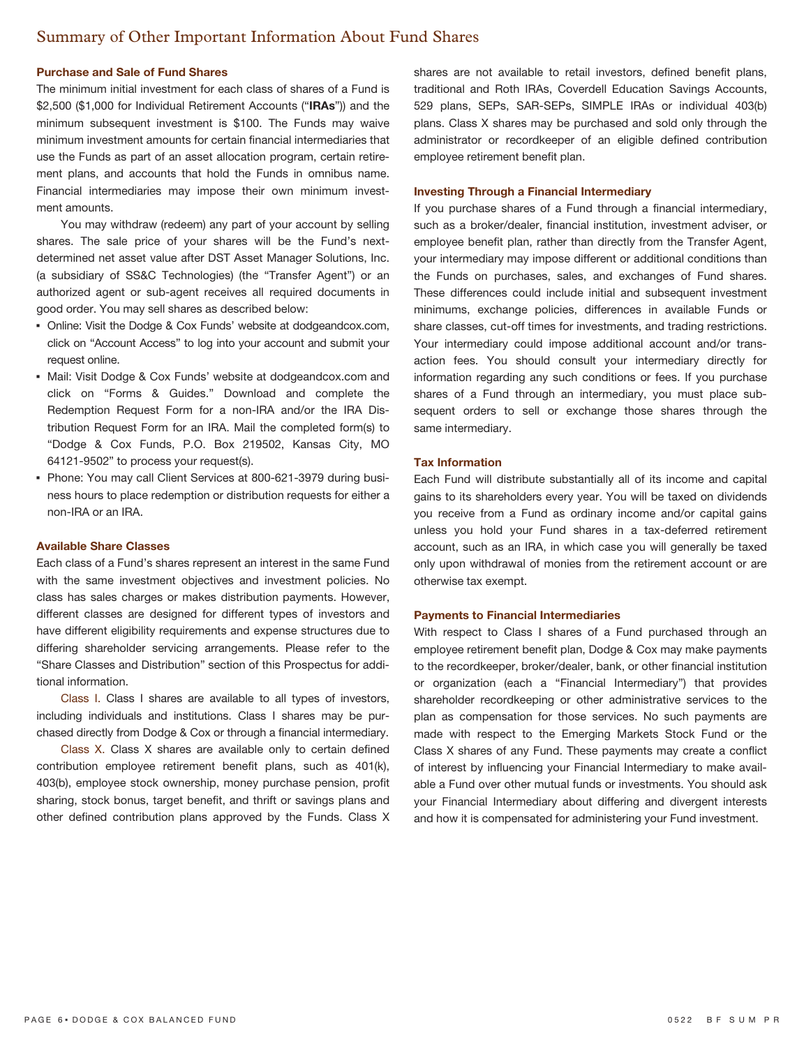# Summary of Other Important Information About Fund Shares

### Purchase and Sale of Fund Shares

The minimum initial investment for each class of shares of a Fund is $2,500 ($1,000 for Individual Retirement Accounts ("**IRAs**")) and the minimum subsequent investment is $100. The Funds may waive minimum investment amounts for certain financial intermediaries that use the Funds as part of an asset allocation program, certain retirement plans, and accounts that hold the Funds in omnibus name. Financial intermediaries may impose their own minimum investment amounts.

You may withdraw (redeem) any part of your account by selling shares. The sale price of your shares will be the Fund's next-determined net asset value after DST Asset Manager Solutions, Inc. (a subsidiary of SS&C Technologies) (the "Transfer Agent") or an authorized agent or sub-agent receives all required documents in good order. You may sell shares as described below:

- Online: Visit the Dodge & Cox Funds' website at dodgeandcox.com, click on "Account Access" to log into your account and submit your request online.
- Mail: Visit Dodge & Cox Funds' website at dodgeandcox.com and click on "Forms & Guides." Download and complete the Redemption Request Form for a non-IRA and/or the IRA Distribution Request Form for an IRA. Mail the completed form(s) to "Dodge & Cox Funds, P.O. Box 219502, Kansas City, MO 64121-9502" to process your request(s).
- Phone: You may call Client Services at 800-621-3979 during business hours to place redemption or distribution requests for either a non-IRA or an IRA.

### Available Share Classes

Each class of a Fund's shares represent an interest in the same Fund with the same investment objectives and investment policies. No class has sales charges or makes distribution payments. However, different classes are designed for different types of investors and have different eligibility requirements and expense structures due to differing shareholder servicing arrangements. Please refer to the "Share Classes and Distribution" section of this Prospectus for additional information.

Class I. Class I shares are available to all types of investors, including individuals and institutions. Class I shares may be purchased directly from Dodge & Cox or through a financial intermediary.

Class X. Class X shares are available only to certain defined contribution employee retirement benefit plans, such as 401(k), 403(b), employee stock ownership, money purchase pension, profit sharing, stock bonus, target benefit, and thrift or savings plans and other defined contribution plans approved by the Funds. Class X shares are not available to retail investors, defined benefit plans, traditional and Roth IRAs, Coverdell Education Savings Accounts, 529 plans, SEPs, SAR-SEPs, SIMPLE IRAs or individual 403(b) plans. Class X shares may be purchased and sold only through the administrator or recordkeeper of an eligible defined contribution employee retirement benefit plan.

### Investing Through a Financial Intermediary

If you purchase shares of a Fund through a financial intermediary, such as a broker/dealer, financial institution, investment adviser, or employee benefit plan, rather than directly from the Transfer Agent, your intermediary may impose different or additional conditions than the Funds on purchases, sales, and exchanges of Fund shares. These differences could include initial and subsequent investment minimums, exchange policies, differences in available Funds or share classes, cut-off times for investments, and trading restrictions. Your intermediary could impose additional account and/or transaction fees. You should consult your intermediary directly for information regarding any such conditions or fees. If you purchase shares of a Fund through an intermediary, you must place subsequent orders to sell or exchange those shares through the same intermediary.

### Tax Information

Each Fund will distribute substantially all of its income and capital gains to its shareholders every year. You will be taxed on dividends you receive from a Fund as ordinary income and/or capital gains unless you hold your Fund shares in a tax-deferred retirement account, such as an IRA, in which case you will generally be taxed only upon withdrawal of monies from the retirement account or are otherwise tax exempt.

### Payments to Financial Intermediaries

With respect to Class I shares of a Fund purchased through an employee retirement benefit plan, Dodge & Cox may make payments to the recordkeeper, broker/dealer, bank, or other financial institution or organization (each a "Financial Intermediary") that provides shareholder recordkeeping or other administrative services to the plan as compensation for those services. No such payments are made with respect to the Emerging Markets Stock Fund or the Class X shares of any Fund. These payments may create a conflict of interest by influencing your Financial Intermediary to make available a Fund over other mutual funds or investments. You should ask your Financial Intermediary about differing and divergent interests and how it is compensated for administering your Fund investment.